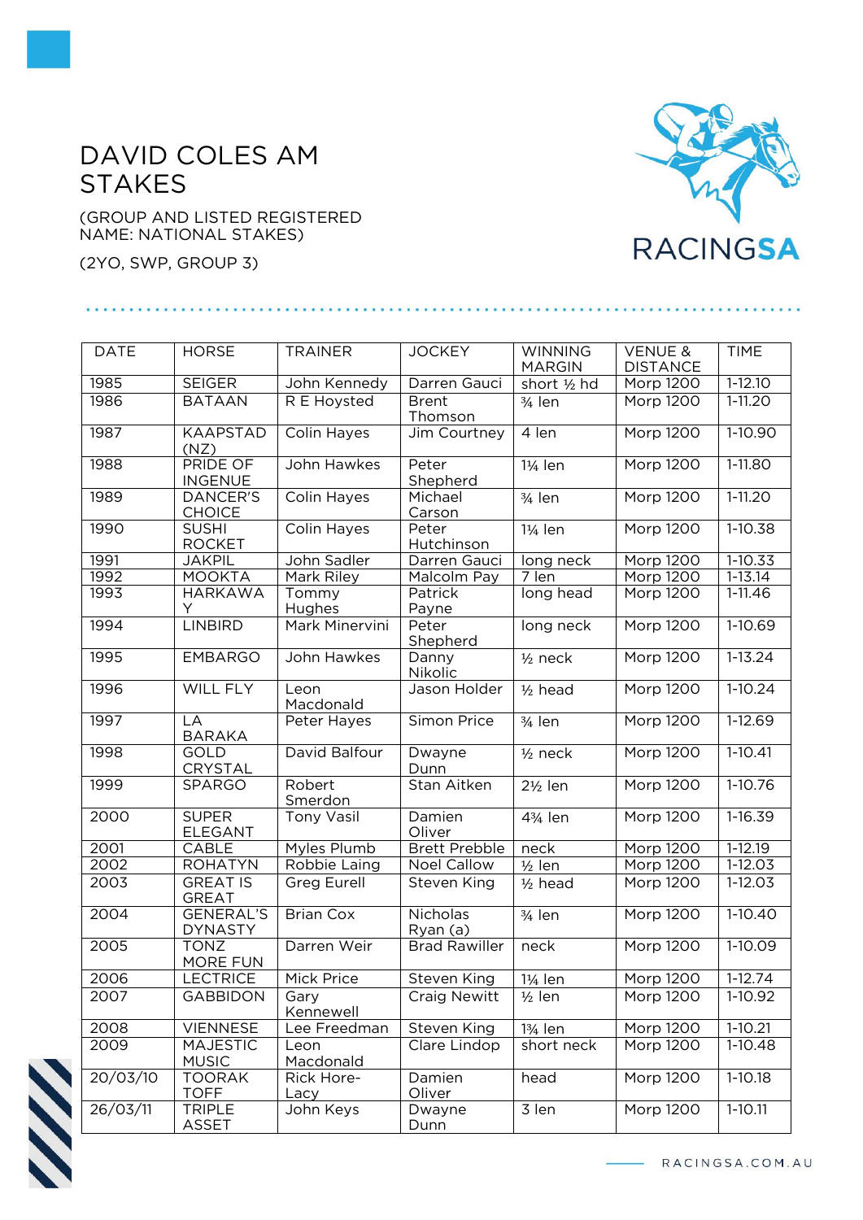# DAVID COLES AM STAKES

(GROUP AND LISTED REGISTERED NAME: NATIONAL STAKES)

(2YO, SWP, GROUP 3)

| DATE | HORSE | TRAINER | JOCKEY | WINNING MARGIN | VENUE & DISTANCE | TIME |
|---|---|---|---|---|---|---|
| 1985 | SEIGER | John Kennedy | Darren Gauci | short ½ hd | Morp 1200 | 1-12.10 |
| 1986 | BATAAN | R E Hoysted | Brent Thomson | ¾ len | Morp 1200 | 1-11.20 |
| 1987 | KAAPSTAD (NZ) | Colin Hayes | Jim Courtney | 4 len | Morp 1200 | 1-10.90 |
| 1988 | PRIDE OF INGENUE | John Hawkes | Peter Shepherd | 1¼ len | Morp 1200 | 1-11.80 |
| 1989 | DANCER'S CHOICE | Colin Hayes | Michael Carson | ¾ len | Morp 1200 | 1-11.20 |
| 1990 | SUSHI ROCKET | Colin Hayes | Peter Hutchinson | 1¼ len | Morp 1200 | 1-10.38 |
| 1991 | JAKPIL | John Sadler | Darren Gauci | long neck | Morp 1200 | 1-10.33 |
| 1992 | MOOKTA | Mark Riley | Malcolm Pay | 7 len | Morp 1200 | 1-13.14 |
| 1993 | HARKAWAY | Tommy Hughes | Patrick Payne | long head | Morp 1200 | 1-11.46 |
| 1994 | LINBIRD | Mark Minervini | Peter Shepherd | long neck | Morp 1200 | 1-10.69 |
| 1995 | EMBARGO | John Hawkes | Danny Nikolic | ½ neck | Morp 1200 | 1-13.24 |
| 1996 | WILL FLY | Leon Macdonald | Jason Holder | ½ head | Morp 1200 | 1-10.24 |
| 1997 | LA BARAKA | Peter Hayes | Simon Price | ¾ len | Morp 1200 | 1-12.69 |
| 1998 | GOLD CRYSTAL | David Balfour | Dwayne Dunn | ½ neck | Morp 1200 | 1-10.41 |
| 1999 | SPARGO | Robert Smerdon | Stan Aitken | 2½ len | Morp 1200 | 1-10.76 |
| 2000 | SUPER ELEGANT | Tony Vasil | Damien Oliver | 4¾ len | Morp 1200 | 1-16.39 |
| 2001 | CABLE | Myles Plumb | Brett Prebble | neck | Morp 1200 | 1-12.19 |
| 2002 | ROHATYN | Robbie Laing | Noel Callow | ½ len | Morp 1200 | 1-12.03 |
| 2003 | GREAT IS GREAT | Greg Eurell | Steven King | ½ head | Morp 1200 | 1-12.03 |
| 2004 | GENERAL'S DYNASTY | Brian Cox | Nicholas Ryan (a) | ¾ len | Morp 1200 | 1-10.40 |
| 2005 | TONZ MORE FUN | Darren Weir | Brad Rawiller | neck | Morp 1200 | 1-10.09 |
| 2006 | LECTRICE | Mick Price | Steven King | 1¼ len | Morp 1200 | 1-12.74 |
| 2007 | GABBIDON | Gary Kennewell | Craig Newitt | ½ len | Morp 1200 | 1-10.92 |
| 2008 | VIENNESE | Lee Freedman | Steven King | 1¾ len | Morp 1200 | 1-10.21 |
| 2009 | MAJESTIC MUSIC | Leon Macdonald | Clare Lindop | short neck | Morp 1200 | 1-10.48 |
| 20/03/10 | TOORAK TOFF | Rick Hore-Lacy | Damien Oliver | head | Morp 1200 | 1-10.18 |
| 26/03/11 | TRIPLE ASSET | John Keys | Dwayne Dunn | 3 len | Morp 1200 | 1-10.11 |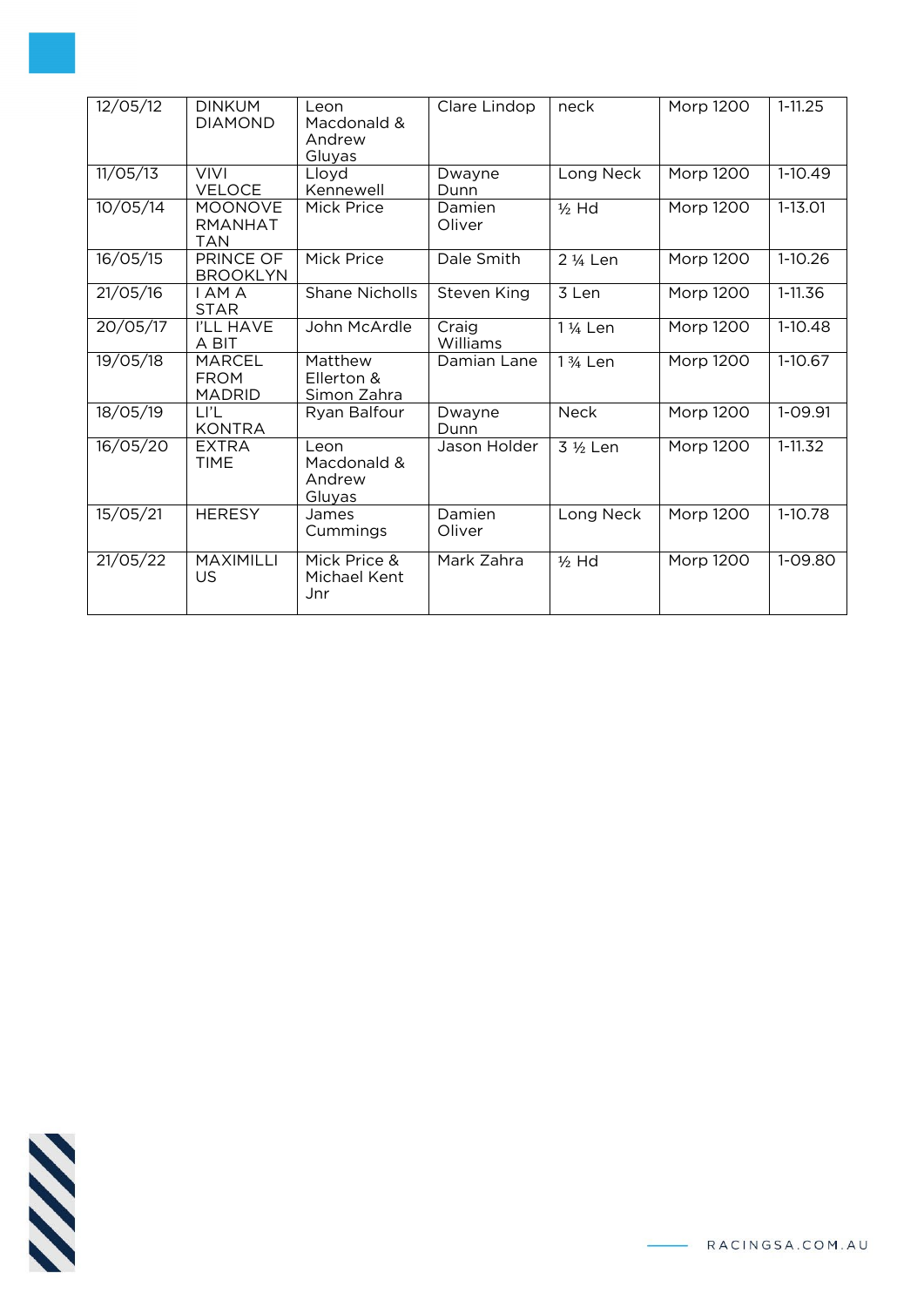| | | | | | | |
|---|---|---|---|---|---|---|
| 12/05/12 | DINKUM DIAMOND | Leon Macdonald & Andrew Gluyas | Clare Lindop | neck | Morp 1200 | 1-11.25 |
| 11/05/13 | VIVI VELOCE | Lloyd Kennewell | Dwayne Dunn | Long Neck | Morp 1200 | 1-10.49 |
| 10/05/14 | MOONOVE RMANHAT TAN | Mick Price | Damien Oliver | ½ Hd | Morp 1200 | 1-13.01 |
| 16/05/15 | PRINCE OF BROOKLYN | Mick Price | Dale Smith | 2 ¼ Len | Morp 1200 | 1-10.26 |
| 21/05/16 | I AM A STAR | Shane Nicholls | Steven King | 3 Len | Morp 1200 | 1-11.36 |
| 20/05/17 | I'LL HAVE A BIT | John McArdle | Craig Williams | 1 ¼ Len | Morp 1200 | 1-10.48 |
| 19/05/18 | MARCEL FROM MADRID | Matthew Ellerton & Simon Zahra | Damian Lane | 1 ¾ Len | Morp 1200 | 1-10.67 |
| 18/05/19 | LI'L KONTRA | Ryan Balfour | Dwayne Dunn | Neck | Morp 1200 | 1-09.91 |
| 16/05/20 | EXTRA TIME | Leon Macdonald & Andrew Gluyas | Jason Holder | 3 ½ Len | Morp 1200 | 1-11.32 |
| 15/05/21 | HERESY | James Cummings | Damien Oliver | Long Neck | Morp 1200 | 1-10.78 |
| 21/05/22 | MAXIMILLI US | Mick Price & Michael Kent Jnr | Mark Zahra | ½ Hd | Morp 1200 | 1-09.80 |